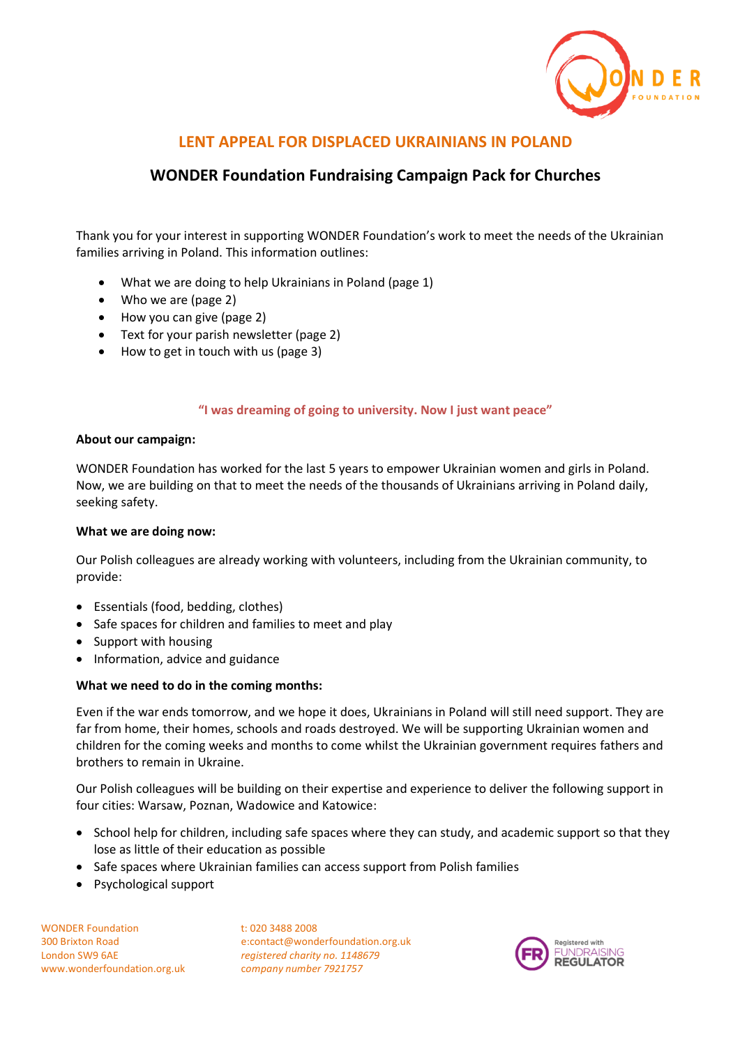# LENT APPEAL FOR DISPLACED UKRAINIANS IN POLAND

## WONDER Foundation Fundraising Campaign Pack for Churches

Thank you for your interest in supporting WONDER Foundation's work to meet the needs of the Ukrainian families arriving in Poland. This information outlines:

- What we are doing to help Ukrainians in Poland (page 1)
- Who we are (page 2)
- How you can give (page 2)
- Text for your parish newsletter (page 2)
- How to get in touch with us (page 3)

**"I was dreaming of going to university. Now I just want peace"**

**About our campaign:**

WONDER Foundation has worked for the last 5 years to empower Ukrainian women and girls in Poland. Now, we are building on that to meet the needs of the thousands of Ukrainians arriving in Poland daily, seeking safety.

**What we are doing now:**

Our Polish colleagues are already working with volunteers, including from the Ukrainian community, to provide:

- Essentials (food, bedding, clothes)
- Safe spaces for children and families to meet and play
- Support with housing
- Information, advice and guidance

**What we need to do in the coming months:**

Even if the war ends tomorrow, and we hope it does, Ukrainians in Poland will still need support. They are far from home, their homes, schools and roads destroyed. We will be supporting Ukrainian women and children for the coming weeks and months to come whilst the Ukrainian government requires fathers and brothers to remain in Ukraine.

Our Polish colleagues will be building on their expertise and experience to deliver the following support in four cities: Warsaw, Poznan, Wadowice and Katowice:

- School help for children, including safe spaces where they can study, and academic support so that they lose as little of their education as possible
- Safe spaces where Ukrainian families can access support from Polish families
- Psychological support

WONDER Foundation
300 Brixton Road
London SW9 6AE
www.wonderfoundation.org.uk

t: 020 3488 2008
e:contact@wonderfoundation.org.uk
*registered charity no. 1148679*
*company number 7921757*

Registered with FUNDRAISING REGULATOR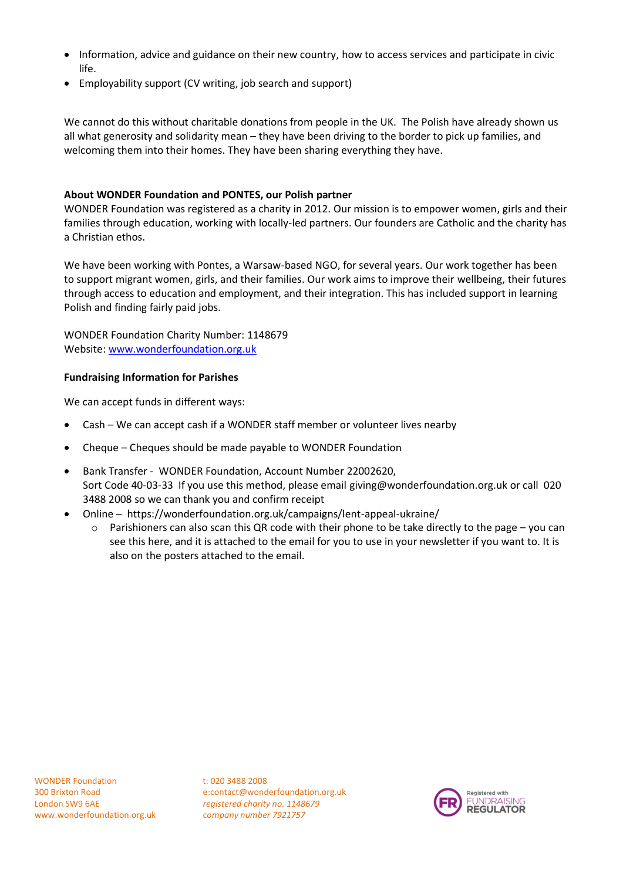- Information, advice and guidance on their new country, how to access services and participate in civic life.
- Employability support (CV writing, job search and support)

We cannot do this without charitable donations from people in the UK. The Polish have already shown us all what generosity and solidarity mean – they have been driving to the border to pick up families, and welcoming them into their homes. They have been sharing everything they have.

**About WONDER Foundation and PONTES, our Polish partner**

WONDER Foundation was registered as a charity in 2012. Our mission is to empower women, girls and their families through education, working with locally-led partners. Our founders are Catholic and the charity has a Christian ethos.

We have been working with Pontes, a Warsaw-based NGO, for several years. Our work together has been to support migrant women, girls, and their families. Our work aims to improve their wellbeing, their futures through access to education and employment, and their integration. This has included support in learning Polish and finding fairly paid jobs.

WONDER Foundation Charity Number: 1148679
Website: [www.wonderfoundation.org.uk](www.wonderfoundation.org.uk)

**Fundraising Information for Parishes**

We can accept funds in different ways:

- Cash – We can accept cash if a WONDER staff member or volunteer lives nearby
- Cheque – Cheques should be made payable to WONDER Foundation
- Bank Transfer - WONDER Foundation, Account Number 22002620, Sort Code 40-03-33 If you use this method, please email giving@wonderfoundation.org.uk or call 020 3488 2008 so we can thank you and confirm receipt
- Online – https://wonderfoundation.org.uk/campaigns/lent-appeal-ukraine/
  - Parishioners can also scan this QR code with their phone to be take directly to the page – you can see this here, and it is attached to the email for you to use in your newsletter if you want to. It is also on the posters attached to the email.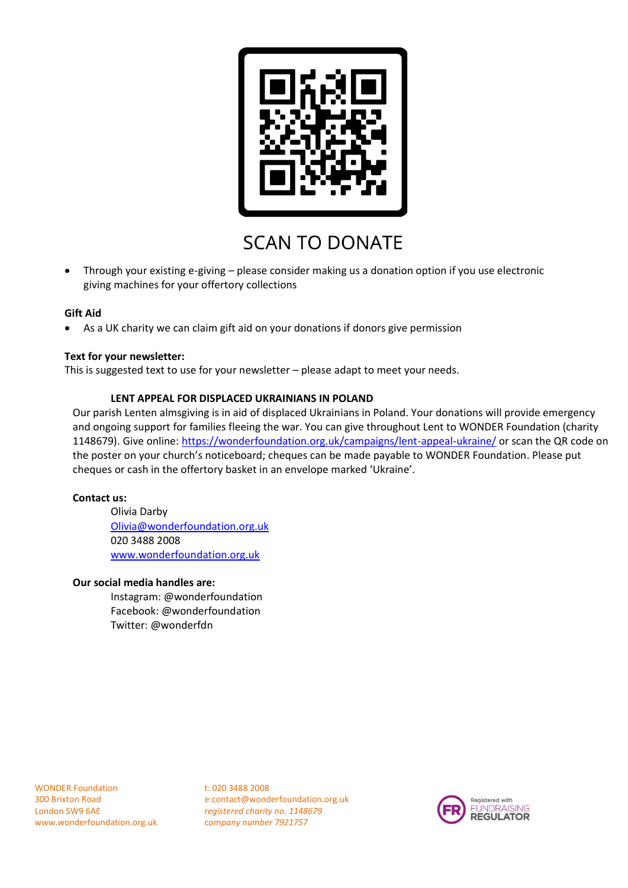SCAN TO DONATE

- Through your existing e-giving – please consider making us a donation option if you use electronic giving machines for your offertory collections

**Gift Aid**

- As a UK charity we can claim gift aid on your donations if donors give permission

**Text for your newsletter:**

This is suggested text to use for your newsletter – please adapt to meet your needs.

**LENT APPEAL FOR DISPLACED UKRAINIANS IN POLAND**

Our parish Lenten almsgiving is in aid of displaced Ukrainians in Poland. Your donations will provide emergency and ongoing support for families fleeing the war. You can give throughout Lent to WONDER Foundation (charity 1148679). Give online: https://wonderfoundation.org.uk/campaigns/lent-appeal-ukraine/ or scan the QR code on the poster on your church's noticeboard; cheques can be made payable to WONDER Foundation. Please put cheques or cash in the offertory basket in an envelope marked 'Ukraine'.

**Contact us:**

Olivia Darby
Olivia@wonderfoundation.org.uk
020 3488 2008
www.wonderfoundation.org.uk

**Our social media handles are:**

Instagram: @wonderfoundation
Facebook: @wonderfoundation
Twitter: @wonderfdn

WONDER Foundation
300 Brixton Road
London SW9 6AE
www.wonderfoundation.org.uk

t: 020 3488 2008
e:contact@wonderfoundation.org.uk
*registered charity no. 1148679*
*company number 7921757*

Registered with FUNDRAISING REGULATOR